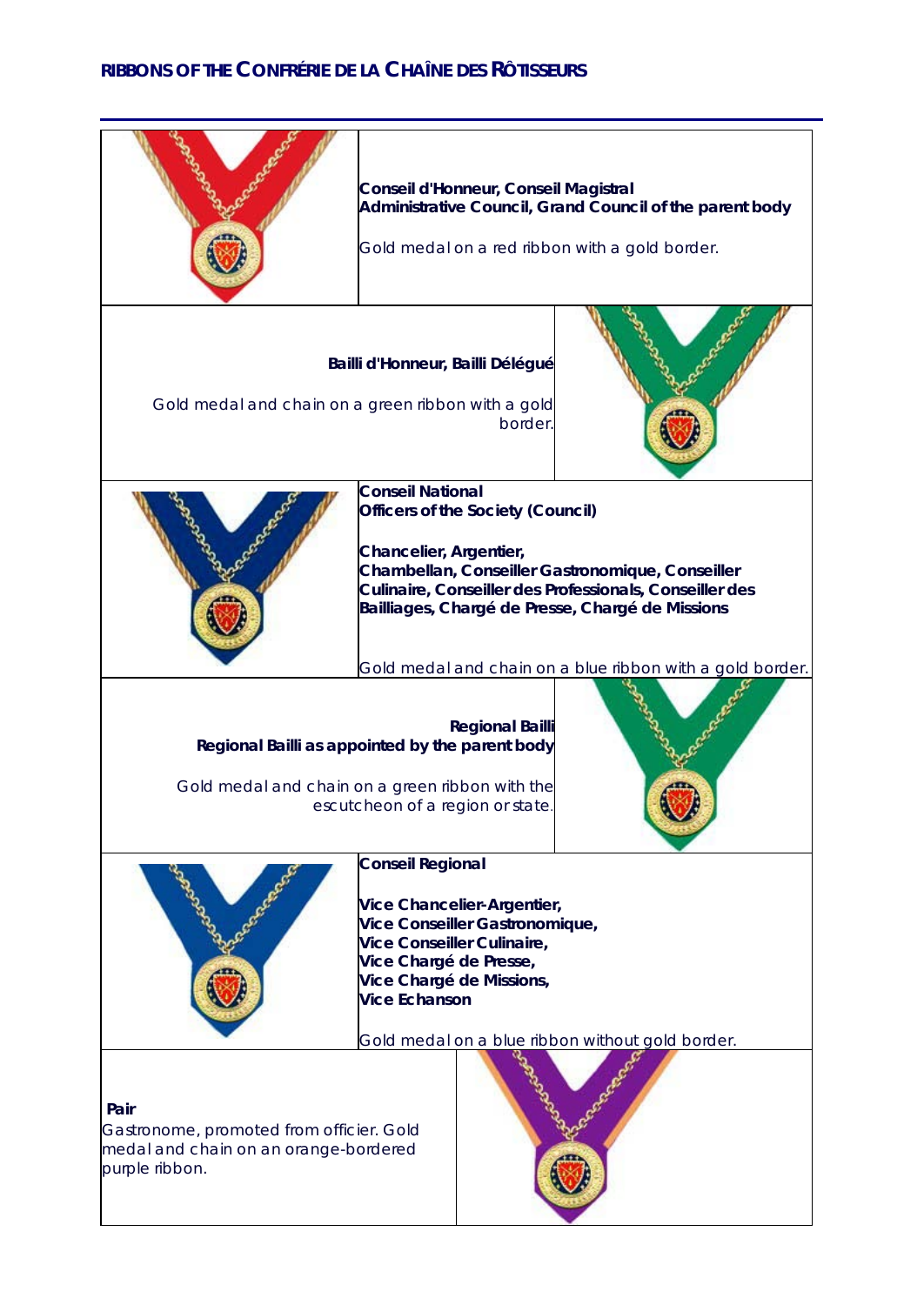## RIBBONS OF THE CONFRÉRIE DE LA CHAÎNE DES RÔTISSEURS

**Conseil d'Honneur, Conseil Magistral**
**Administrative Council, Grand Council of the parent body**

Gold medal on a red ribbon with a gold border.

**Baili d'Honneur, Bailli Délégué**

Gold medal and chain on a green ribbon with a gold border.

**Conseil National**
**Officers of the Society (Council)**

**Chancelier, Argentier,**
**Chambellan, Conseiller Gastronomique, Conseiller Culinaire, Conseiller des Professionals, Conseiller des Bailliages, Chargé de Presse, Chargé de Missions**

Gold medal and chain on a blue ribbon with a gold border.

**Regional Bailli**
**Regional Bailli as appointed by the parent body**

Gold medal and chain on a green ribbon with the escutcheon of a region or state.

**Conseil Regional**

**Vice Chancelier-Argentier,**
**Vice Conseiller Gastronomique,**
**Vice Conseiller Culinaire,**
**Vice Chargé de Presse,**
**Vice Chargé de Missions,**
**Vice Echanson**

Gold medal on a blue ribbon without gold border.

**Pair**
Gastronome, promoted from officier. Gold medal and chain on an orange-bordered purple ribbon.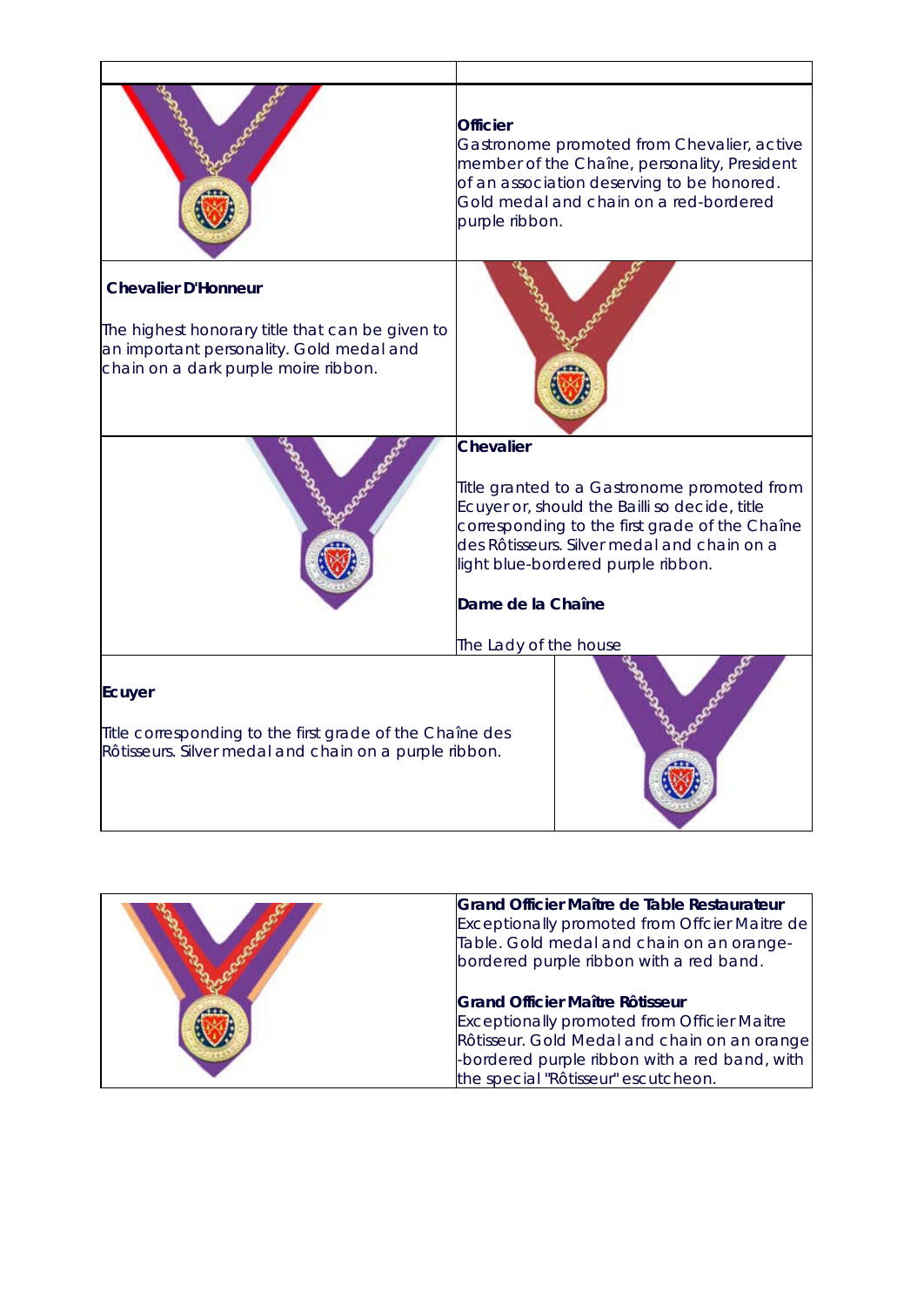**Officier**
Gastronome promoted from Chevalier, active member of the Chaîne, personality, President of an association deserving to be honored. Gold medal and chain on a red-bordered purple ribbon.

**Chevalier D'Honneur**

The highest honorary title that can be given to an important personality. Gold medal and chain on a dark purple moire ribbon.

**Chevalier**

Title granted to a Gastronome promoted from Ecuyer or, should the Bailli so decide, title corresponding to the first grade of the Chaîne des Rôtisseurs. Silver medal and chain on a light blue-bordered purple ribbon.

**Dame de la Chaîne**

The Lady of the house

**Ecuyer**

Title corresponding to the first grade of the Chaîne des Rôtisseurs. Silver medal and chain on a purple ribbon.

**Grand Officier Maître de Table Restaurateur**
Exceptionally promoted from Offcier Maitre de Table. Gold medal and chain on an orange-bordered purple ribbon with a red band.

**Grand Officier Maître Rôtisseur**
Exceptionally promoted from Officier Maitre Rôtisseur. Gold Medal and chain on an orange-bordered purple ribbon with a red band, with the special "Rôtisseur" escutcheon.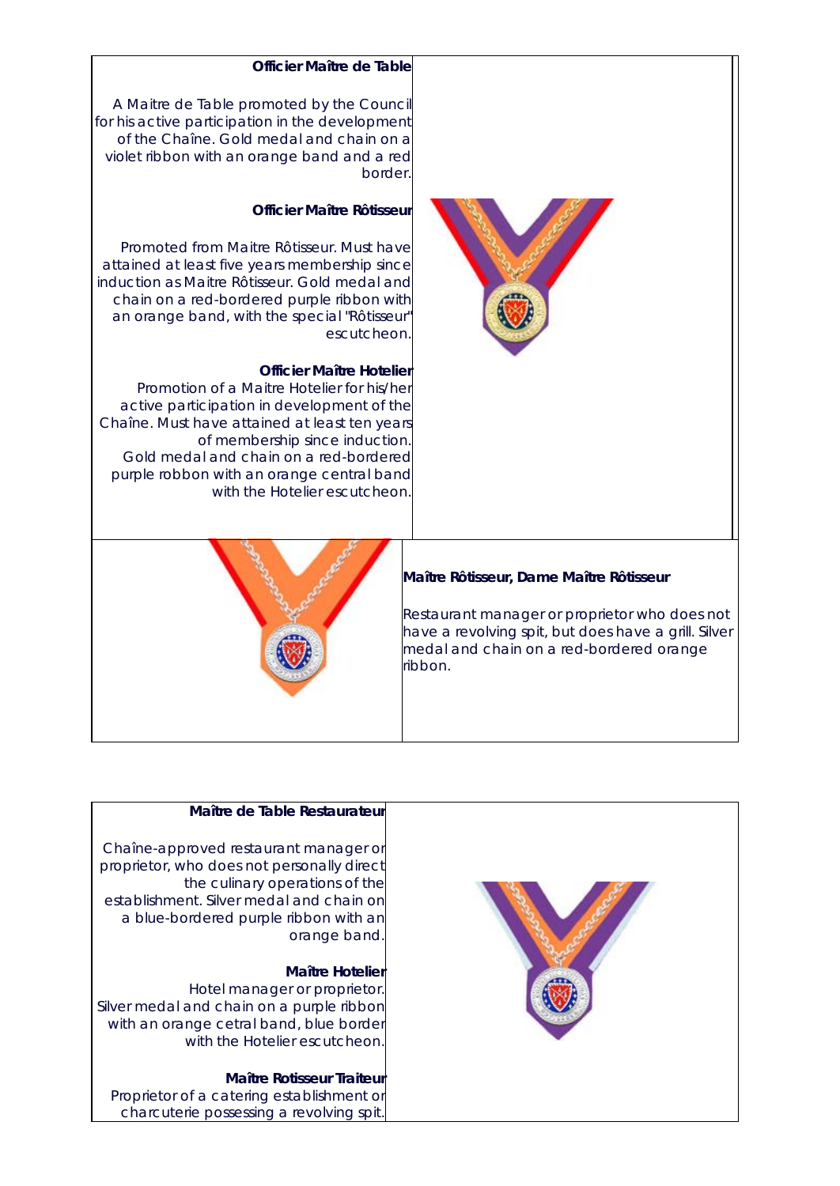**Officier Maître de Table**

A Maitre de Table promoted by the Council for his active participation in the development of the Chaîne. Gold medal and chain on a violet ribbon with an orange band and a red border.

**Officier Maître Rôtisseur**

Promoted from Maitre Rôtisseur. Must have attained at least five years membership since induction as Maitre Rôtisseur. Gold medal and chain on a red-bordered purple ribbon with an orange band, with the special "Rôtisseur" escutcheon.

**Officier Maître Hotelier**

Promotion of a Maitre Hotelier for his/her active participation in development of the Chaîne. Must have attained at least ten years of membership since induction. Gold medal and chain on a red-bordered purple robbon with an orange central band with the Hotelier escutcheon.

**Maître Rôtisseur, Dame Maître Rôtisseur**

Restaurant manager or proprietor who does not have a revolving spit, but does have a grill. Silver medal and chain on a red-bordered orange ribbon.

**Maître de Table Restaurateur**

Chaîne-approved restaurant manager or proprietor, who does not personally direct the culinary operations of the establishment. Silver medal and chain on a blue-bordered purple ribbon with an orange band.

**Maître Hotelier**

Hotel manager or proprietor. Silver medal and chain on a purple ribbon with an orange cetral band, blue border with the Hotelier escutcheon.

**Maître Rotisseur Traiteur**

Proprietor of a catering establishment or charcuterie possessing a revolving spit.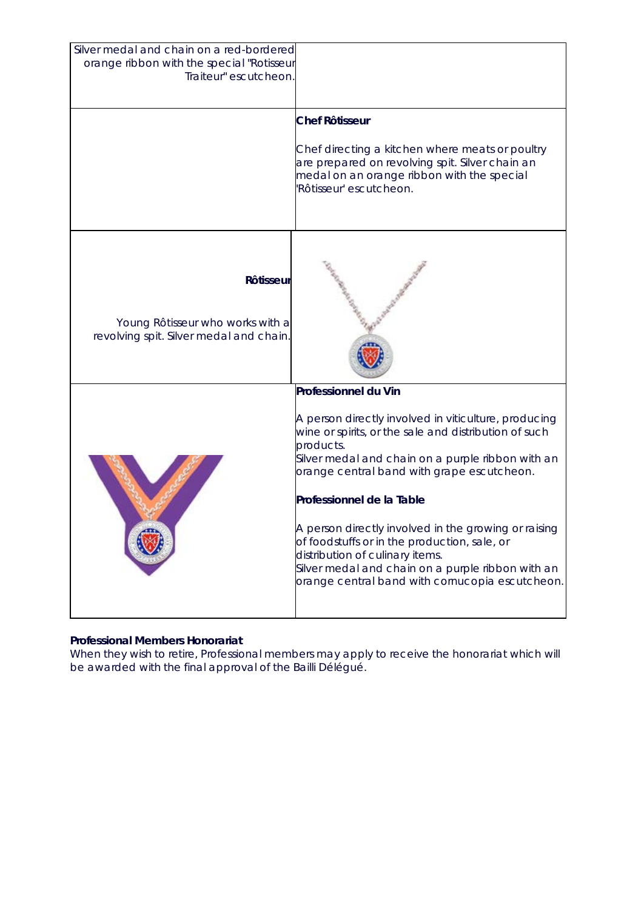| | |
|---|---|
| Silver medal and chain on a red-bordered orange ribbon with the special "Rotisseur Traiteur" escutcheon. | |
| | **Chef Rôtisseur**<br><br>Chef directing a kitchen where meats or poultry are prepared on revolving spit. Silver chain an medal on an orange ribbon with the special 'Rôtisseur' escutcheon. |
| **Rôtisseur**<br><br>Young Rôtisseur who works with a revolving spit. Silver medal and chain. | |
| | **Professionnel du Vin**<br><br>A person directly involved in viticulture, producing wine or spirits, or the sale and distribution of such products.<br>Silver medal and chain on a purple ribbon with an orange central band with grape escutcheon.<br><br>**Professionnel de la Table**<br><br>A person directly involved in the growing or raising of foodstuffs or in the production, sale, or distribution of culinary items.<br>Silver medal and chain on a purple ribbon with an orange central band with cornucopia escutcheon. |

**Professional Members Honorariat**
When they wish to retire, Professional members may apply to receive the honorariat which will be awarded with the final approval of the Bailli Délégué.